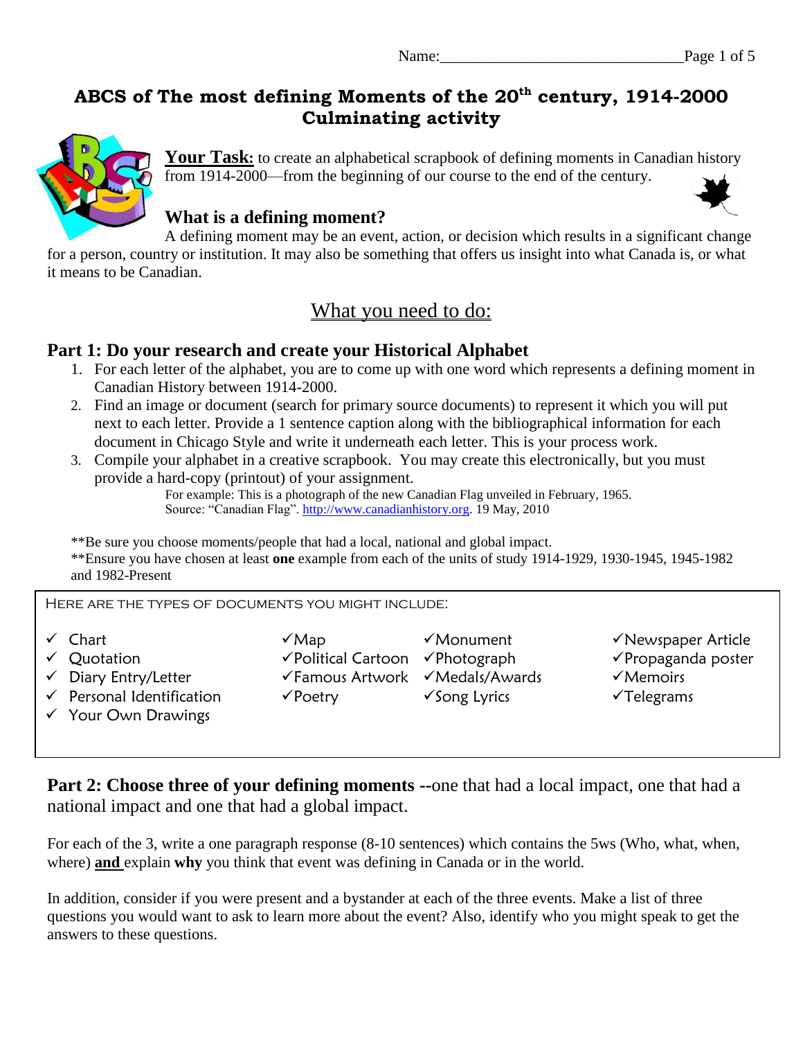Name:______________________________

# ABCS of The most defining Moments of the 20th century, 1914-2000
# Culminating activity

**Your Task:** to create an alphabetical scrapbook of defining moments in Canadian history from 1914-2000—from the beginning of our course to the end of the century.

## What is a defining moment?

A defining moment may be an event, action, or decision which results in a significant change for a person, country or institution. It may also be something that offers us insight into what Canada is, or what it means to be Canadian.

## What you need to do:

### Part 1: Do your research and create your Historical Alphabet

1. For each letter of the alphabet, you are to come up with one word which represents a defining moment in Canadian History between 1914-2000.
2. Find an image or document (search for primary source documents) to represent it which you will put next to each letter. Provide a 1 sentence caption along with the bibliographical information for each document in Chicago Style and write it underneath each letter. This is your process work.
3. Compile your alphabet in a creative scrapbook. You may create this electronically, but you must provide a hard-copy (printout) of your assignment.

   For example: This is a photograph of the new Canadian Flag unveiled in February, 1965.
   Source: "Canadian Flag". http://www.canadianhistory.org. 19 May, 2010

**Be sure you choose moments/people that had a local, national and global impact.

**Ensure you have chosen at least **one** example from each of the units of study 1914-1929, 1930-1945, 1945-1982 and 1982-Present

HERE ARE THE TYPES OF DOCUMENTS YOU MIGHT INCLUDE:

- ✓ Chart
- ✓ Quotation
- ✓ Diary Entry/Letter
- ✓ Personal Identification
- ✓ Your Own Drawings
- ✓ Map
- ✓ Political Cartoon
- ✓ Famous Artwork
- ✓ Poetry
- ✓ Monument
- ✓ Photograph
- ✓ Medals/Awards
- ✓ Song Lyrics
- ✓ Newspaper Article
- ✓ Propaganda poster
- ✓ Memoirs
- ✓ Telegrams

**Part 2: Choose three of your defining moments** --one that had a local impact, one that had a national impact and one that had a global impact.

For each of the 3, write a one paragraph response (8-10 sentences) which contains the 5ws (Who, what, when, where) **and** explain **why** you think that event was defining in Canada or in the world.

In addition, consider if you were present and a bystander at each of the three events. Make a list of three questions you would want to ask to learn more about the event? Also, identify who you might speak to get the answers to these questions.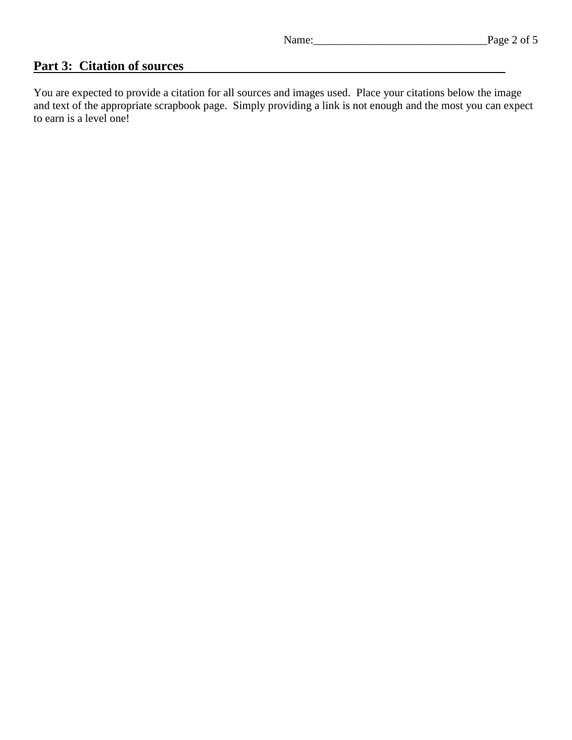## Part 3: Citation of sources

You are expected to provide a citation for all sources and images used. Place your citations below the image and text of the appropriate scrapbook page. Simply providing a link is not enough and the most you can expect to earn is a level one!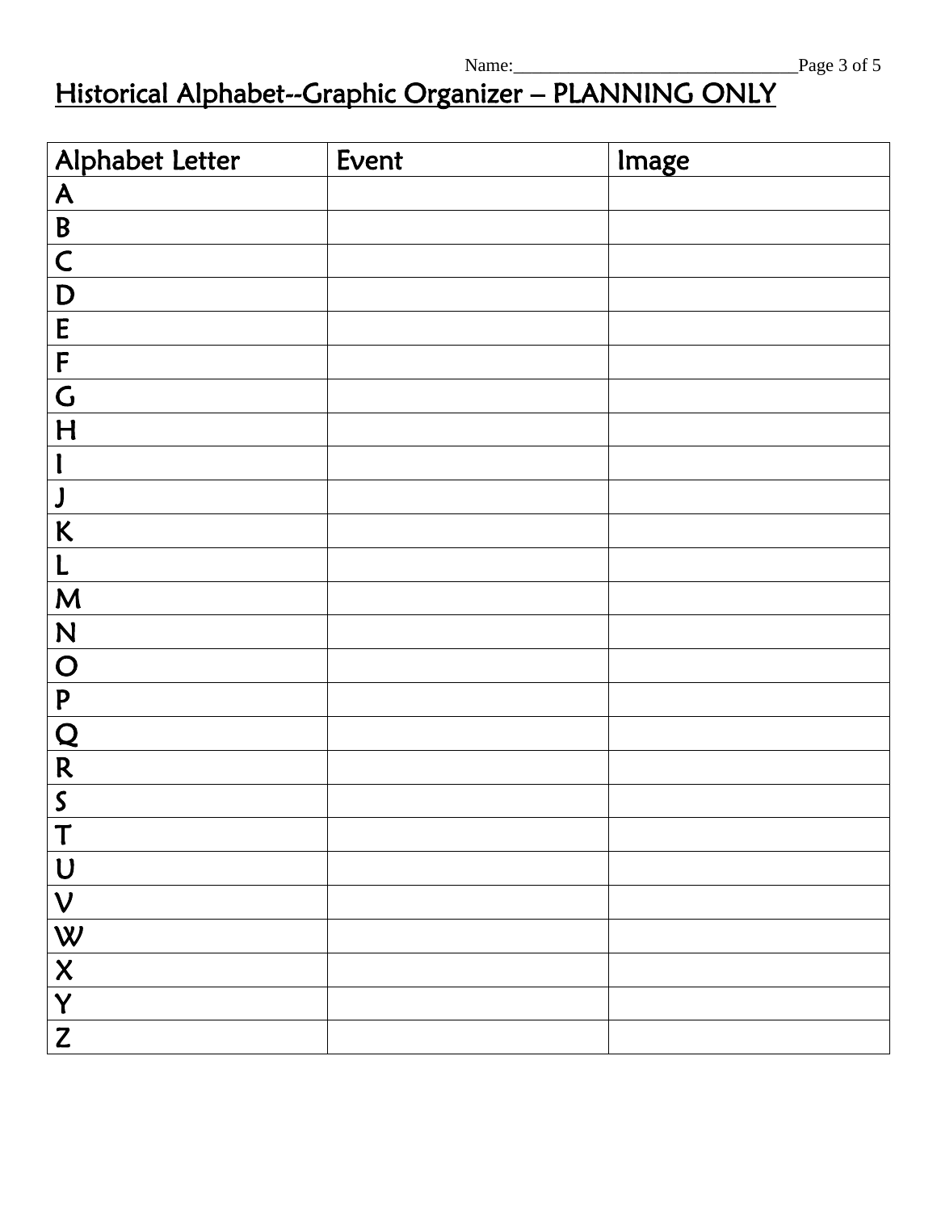Name:\_\_\_\_\_\_\_\_\_\_\_\_\_\_\_\_\_\_\_\_\_\_\_\_\_\_\_\_\_\_

# Historical Alphabet--Graphic Organizer – PLANNING ONLY

| Alphabet Letter | Event | Image |
|---|---|---|
| A | | |
| B | | |
| C | | |
| D | | |
| E | | |
| F | | |
| G | | |
| H | | |
| I | | |
| J | | |
| K | | |
| L | | |
| M | | |
| N | | |
| O | | |
| P | | |
| Q | | |
| R | | |
| S | | |
| T | | |
| U | | |
| V | | |
| W | | |
| X | | |
| Y | | |
| Z | | |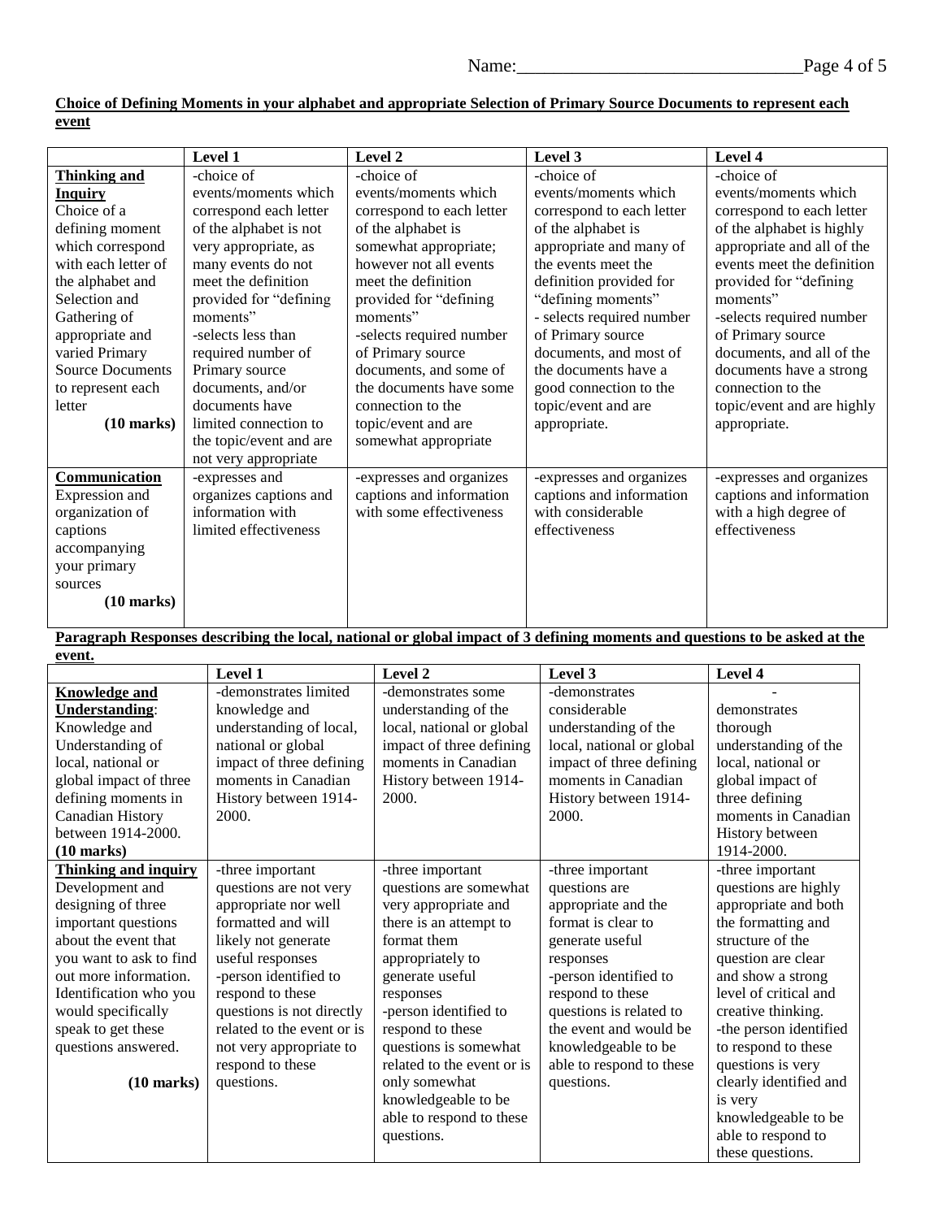Name:______________________________

**Choice of Defining Moments in your alphabet and appropriate Selection of Primary Source Documents to represent each event**

| | Level 1 | Level 2 | Level 3 | Level 4 |
|---|---|---|---|---|
| **Thinking and Inquiry** Choice of a defining moment which correspond with each letter of the alphabet and Selection and Gathering of appropriate and varied Primary Source Documents to represent each letter **(10 marks)** | -choice of events/moments which correspond each letter of the alphabet is not very appropriate, as many events do not meet the definition provided for "defining moments" -selects less than required number of Primary source documents, and/or documents have limited connection to the topic/event and are not very appropriate | -choice of events/moments which correspond to each letter of the alphabet is somewhat appropriate; however not all events meet the definition provided for "defining moments" -selects required number of Primary source documents, and some of the documents have some connection to the topic/event and are somewhat appropriate | -choice of events/moments which correspond to each letter of the alphabet is appropriate and many of the events meet the definition provided for "defining moments" - selects required number of Primary source documents, and most of the documents have a good connection to the topic/event and are appropriate. | -choice of events/moments which correspond to each letter of the alphabet is highly appropriate and all of the events meet the definition provided for "defining moments" -selects required number of Primary source documents, and all of the documents have a strong connection to the topic/event and are highly appropriate. |
| **Communication** Expression and organization of captions accompanying your primary sources **(10 marks)** | -expresses and organizes captions and information with limited effectiveness | -expresses and organizes captions and information with some effectiveness | -expresses and organizes captions and information with considerable effectiveness | -expresses and organizes captions and information with a high degree of effectiveness |

**Paragraph Responses describing the local, national or global impact of 3 defining moments and questions to be asked at the event.**

| | Level 1 | Level 2 | Level 3 | Level 4 |
|---|---|---|---|---|
| **Knowledge and Understanding**: Knowledge and Understanding of local, national or global impact of three defining moments in Canadian History between 1914-2000. **(10 marks)** | -demonstrates limited knowledge and understanding of local, national or global impact of three defining moments in Canadian History between 1914-2000. | -demonstrates some understanding of the local, national or global impact of three defining moments in Canadian History between 1914-2000. | -demonstrates considerable understanding of the local, national or global impact of three defining moments in Canadian History between 1914-2000. | - demonstrates thorough understanding of the local, national or global impact of three defining moments in Canadian History between 1914-2000. |
| **Thinking and inquiry** Development and designing of three important questions about the event that you want to ask to find out more information. Identification who you would specifically speak to get these questions answered. **(10 marks)** | -three important questions are not very appropriate nor well formatted and will likely not generate useful responses -person identified to respond to these questions is not directly related to the event or is not very appropriate to respond to these questions. | -three important questions are somewhat very appropriate and there is an attempt to format them appropriately to generate useful responses -person identified to respond to these questions is somewhat related to the event or is only somewhat knowledgeable to be able to respond to these questions. | -three important questions are appropriate and the format is clear to generate useful responses -person identified to respond to these questions is related to the event and would be knowledgeable to be able to respond to these questions. | -three important questions are highly appropriate and both the formatting and structure of the question are clear and show a strong level of critical and creative thinking. -the person identified to respond to these questions is very clearly identified and is very knowledgeable to be able to respond to these questions. |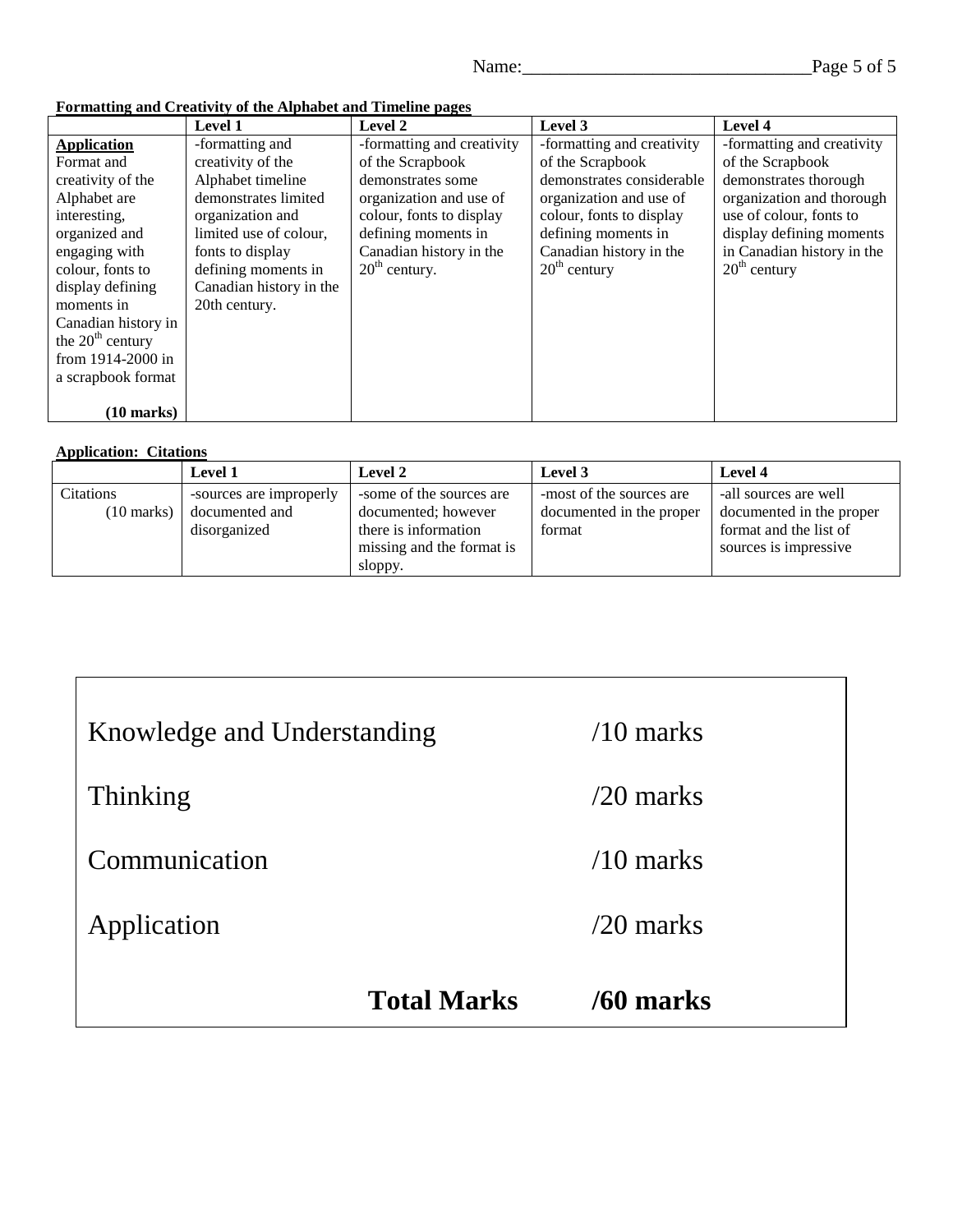Name:______________________________

**Formatting and Creativity of the Alphabet and Timeline pages**

| | Level 1 | Level 2 | Level 3 | Level 4 |
|---|---|---|---|---|
| **Application** Format and creativity of the Alphabet are interesting, organized and engaging with colour, fonts to display defining moments in Canadian history in the 20th century from 1914-2000 in a scrapbook format **(10 marks)** | -formatting and creativity of the Alphabet timeline demonstrates limited organization and limited use of colour, fonts to display defining moments in Canadian history in the 20th century. | -formatting and creativity of the Scrapbook demonstrates some organization and use of colour, fonts to display defining moments in Canadian history in the 20th century. | -formatting and creativity of the Scrapbook demonstrates considerable organization and use of colour, fonts to display defining moments in Canadian history in the 20th century | -formatting and creativity of the Scrapbook demonstrates thorough organization and thorough use of colour, fonts to display defining moments in Canadian history in the 20th century |

**Application: Citations**

| | Level 1 | Level 2 | Level 3 | Level 4 |
|---|---|---|---|---|
| Citations (10 marks) | -sources are improperly documented and disorganized | -some of the sources are documented; however there is information missing and the format is sloppy. | -most of the sources are documented in the proper format | -all sources are well documented in the proper format and the list of sources is impressive |

| | |
|---|---|
| Knowledge and Understanding | /10 marks |
| Thinking | /20 marks |
| Communication | /10 marks |
| Application | /20 marks |
| **Total Marks** | **/60 marks** |